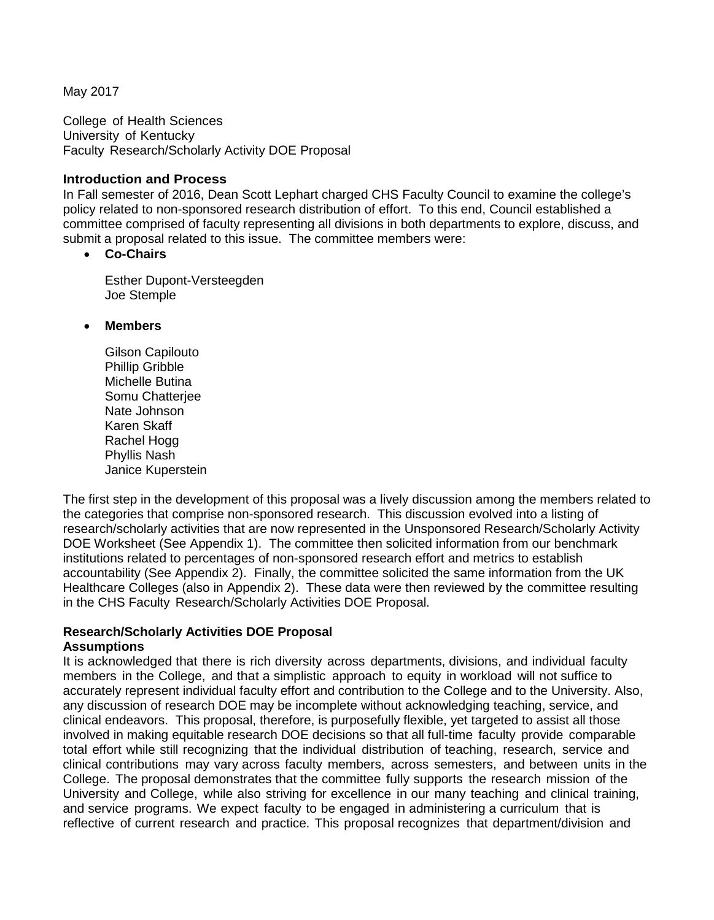May 2017

College of Health Sciences
University of Kentucky
Faculty Research/Scholarly Activity DOE Proposal

## Introduction and Process

In Fall semester of 2016, Dean Scott Lephart charged CHS Faculty Council to examine the college's policy related to non-sponsored research distribution of effort. To this end, Council established a committee comprised of faculty representing all divisions in both departments to explore, discuss, and submit a proposal related to this issue. The committee members were:

- **Co-Chairs**

  Esther Dupont-Versteegden
  Joe Stemple

- **Members**

  Gilson Capilouto
  Phillip Gribble
  Michelle Butina
  Somu Chatterjee
  Nate Johnson
  Karen Skaff
  Rachel Hogg
  Phyllis Nash
  Janice Kuperstein

The first step in the development of this proposal was a lively discussion among the members related to the categories that comprise non-sponsored research. This discussion evolved into a listing of research/scholarly activities that are now represented in the Unsponsored Research/Scholarly Activity DOE Worksheet (See Appendix 1). The committee then solicited information from our benchmark institutions related to percentages of non-sponsored research effort and metrics to establish accountability (See Appendix 2). Finally, the committee solicited the same information from the UK Healthcare Colleges (also in Appendix 2). These data were then reviewed by the committee resulting in the CHS Faculty Research/Scholarly Activities DOE Proposal.

## Research/Scholarly Activities DOE Proposal

### Assumptions

It is acknowledged that there is rich diversity across departments, divisions, and individual faculty members in the College, and that a simplistic approach to equity in workload will not suffice to accurately represent individual faculty effort and contribution to the College and to the University. Also, any discussion of research DOE may be incomplete without acknowledging teaching, service, and clinical endeavors. This proposal, therefore, is purposefully flexible, yet targeted to assist all those involved in making equitable research DOE decisions so that all full-time faculty provide comparable total effort while still recognizing that the individual distribution of teaching, research, service and clinical contributions may vary across faculty members, across semesters, and between units in the College. The proposal demonstrates that the committee fully supports the research mission of the University and College, while also striving for excellence in our many teaching and clinical training, and service programs. We expect faculty to be engaged in administering a curriculum that is reflective of current research and practice. This proposal recognizes that department/division and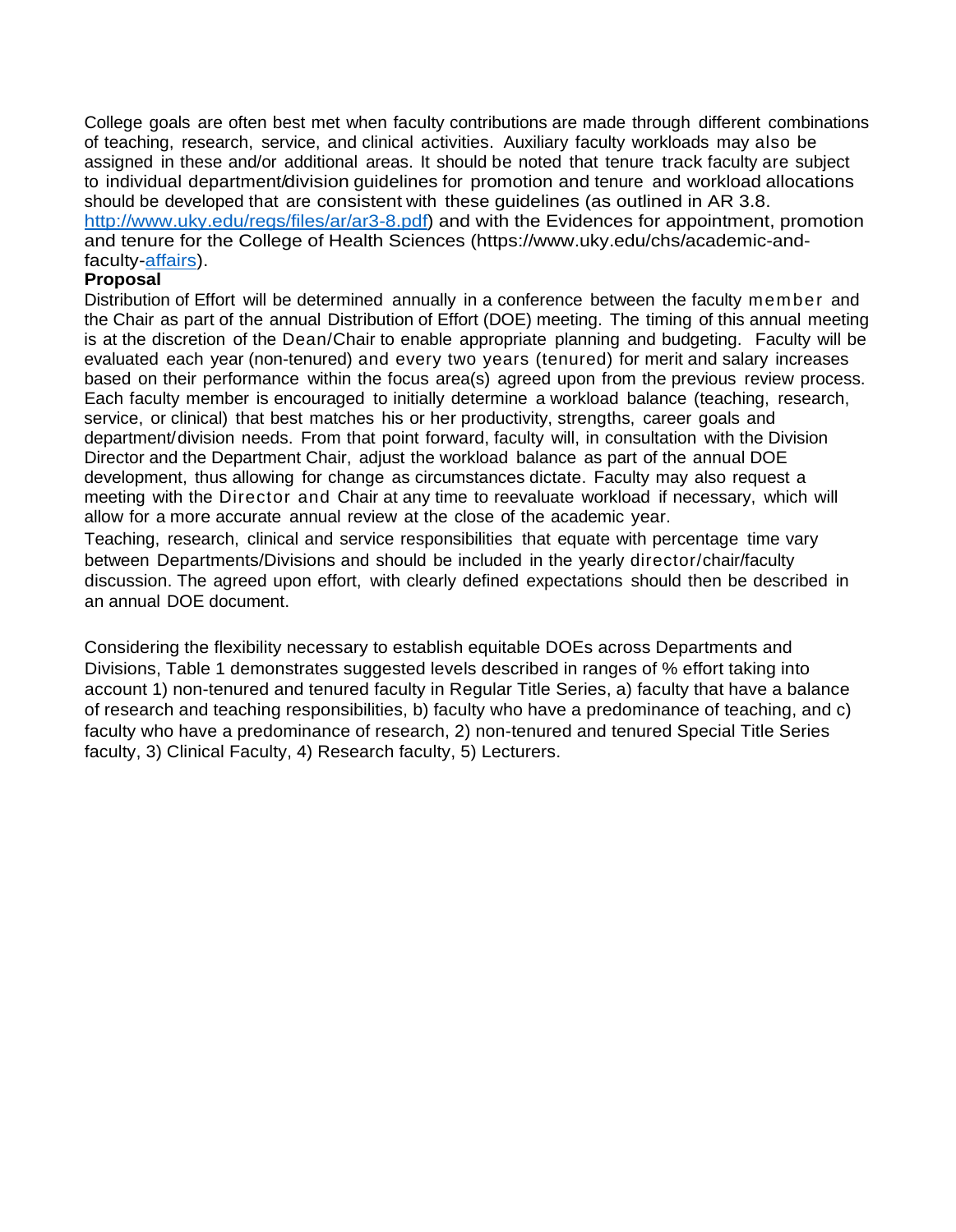College goals are often best met when faculty contributions are made through different combinations of teaching, research, service, and clinical activities. Auxiliary faculty workloads may also be assigned in these and/or additional areas. It should be noted that tenure track faculty are subject to individual department/division guidelines for promotion and tenure and workload allocations should be developed that are consistent with these guidelines (as outlined in AR 3.8. [http://www.uky.edu/regs/files/ar/ar3-8.pdf](http://www.uky.edu/regs/files/ar/ar3-8.pdf)) and with the Evidences for appointment, promotion and tenure for the College of Health Sciences (https://www.uky.edu/chs/academic-and-faculty-affairs).

**Proposal**

Distribution of Effort will be determined annually in a conference between the faculty member and the Chair as part of the annual Distribution of Effort (DOE) meeting. The timing of this annual meeting is at the discretion of the Dean/Chair to enable appropriate planning and budgeting. Faculty will be evaluated each year (non-tenured) and every two years (tenured) for merit and salary increases based on their performance within the focus area(s) agreed upon from the previous review process. Each faculty member is encouraged to initially determine a workload balance (teaching, research, service, or clinical) that best matches his or her productivity, strengths, career goals and department/division needs. From that point forward, faculty will, in consultation with the Division Director and the Department Chair, adjust the workload balance as part of the annual DOE development, thus allowing for change as circumstances dictate. Faculty may also request a meeting with the Director and Chair at any time to reevaluate workload if necessary, which will allow for a more accurate annual review at the close of the academic year.

Teaching, research, clinical and service responsibilities that equate with percentage time vary between Departments/Divisions and should be included in the yearly director/chair/faculty discussion. The agreed upon effort, with clearly defined expectations should then be described in an annual DOE document.

Considering the flexibility necessary to establish equitable DOEs across Departments and Divisions, Table 1 demonstrates suggested levels described in ranges of % effort taking into account 1) non-tenured and tenured faculty in Regular Title Series, a) faculty that have a balance of research and teaching responsibilities, b) faculty who have a predominance of teaching, and c) faculty who have a predominance of research, 2) non-tenured and tenured Special Title Series faculty, 3) Clinical Faculty, 4) Research faculty, 5) Lecturers.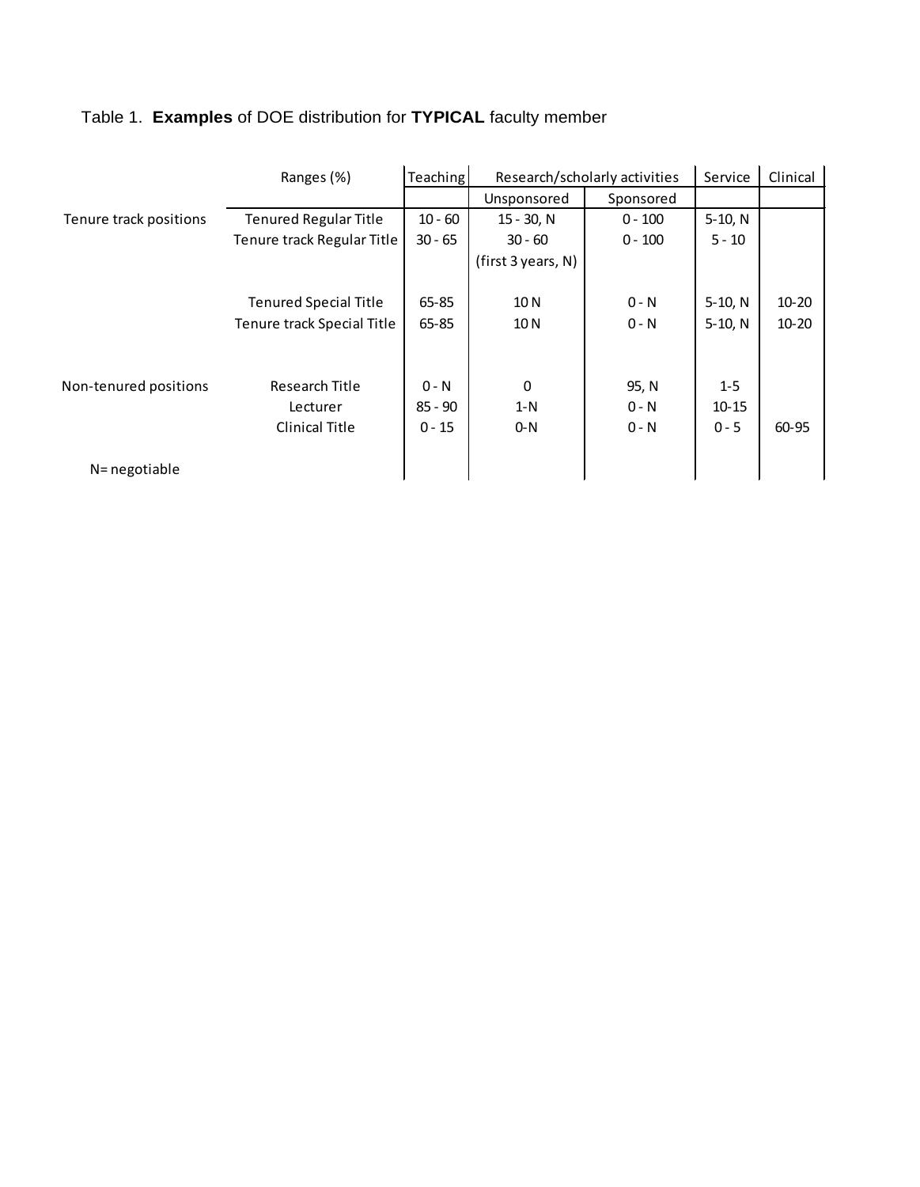Table 1. **Examples** of DOE distribution for **TYPICAL** faculty member

| | Ranges (%) | Teaching | Research/scholarly activities | | Service | Clinical |
|---|---|---|---|---|---|---|
| | | | Unsponsored | Sponsored | | |
| Tenure track positions | Tenured Regular Title | 10 - 60 | 15 - 30, N | 0 - 100 | 5-10, N | |
| | Tenure track Regular Title | 30 - 65 | 30 - 60 (first 3 years, N) | 0 - 100 | 5 - 10 | |
| | Tenured Special Title | 65-85 | 10 N | 0 - N | 5-10, N | 10-20 |
| | Tenure track Special Title | 65-85 | 10 N | 0 - N | 5-10, N | 10-20 |
| Non-tenured positions | Research Title | 0 - N | 0 | 95, N | 1-5 | |
| | Lecturer | 85 - 90 | 1-N | 0 - N | 10-15 | |
| | Clinical Title | 0 - 15 | 0-N | 0 - N | 0 - 5 | 60-95 |

N= negotiable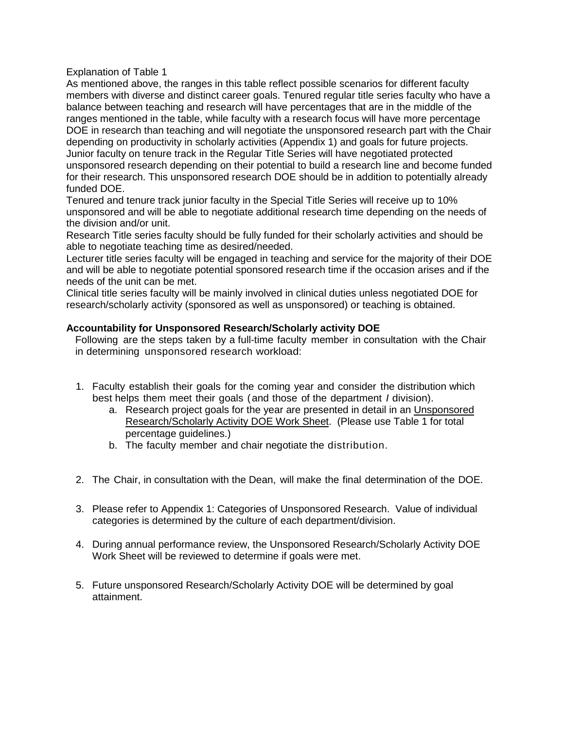Explanation of Table 1

As mentioned above, the ranges in this table reflect possible scenarios for different faculty members with diverse and distinct career goals. Tenured regular title series faculty who have a balance between teaching and research will have percentages that are in the middle of the ranges mentioned in the table, while faculty with a research focus will have more percentage DOE in research than teaching and will negotiate the unsponsored research part with the Chair depending on productivity in scholarly activities (Appendix 1) and goals for future projects. Junior faculty on tenure track in the Regular Title Series will have negotiated protected unsponsored research depending on their potential to build a research line and become funded for their research. This unsponsored research DOE should be in addition to potentially already funded DOE.

Tenured and tenure track junior faculty in the Special Title Series will receive up to 10% unsponsored and will be able to negotiate additional research time depending on the needs of the division and/or unit.

Research Title series faculty should be fully funded for their scholarly activities and should be able to negotiate teaching time as desired/needed.

Lecturer title series faculty will be engaged in teaching and service for the majority of their DOE and will be able to negotiate potential sponsored research time if the occasion arises and if the needs of the unit can be met.

Clinical title series faculty will be mainly involved in clinical duties unless negotiated DOE for research/scholarly activity (sponsored as well as unsponsored) or teaching is obtained.

**Accountability for Unsponsored Research/Scholarly activity DOE**

Following are the steps taken by a full-time faculty member in consultation with the Chair in determining unsponsored research workload:

1. Faculty establish their goals for the coming year and consider the distribution which best helps them meet their goals (and those of the department / division).
   a. Research project goals for the year are presented in detail in an Unsponsored Research/Scholarly Activity DOE Work Sheet. (Please use Table 1 for total percentage guidelines.)
   b. The faculty member and chair negotiate the distribution.

2. The Chair, in consultation with the Dean, will make the final determination of the DOE.

3. Please refer to Appendix 1: Categories of Unsponsored Research. Value of individual categories is determined by the culture of each department/division.

4. During annual performance review, the Unsponsored Research/Scholarly Activity DOE Work Sheet will be reviewed to determine if goals were met.

5. Future unsponsored Research/Scholarly Activity DOE will be determined by goal attainment.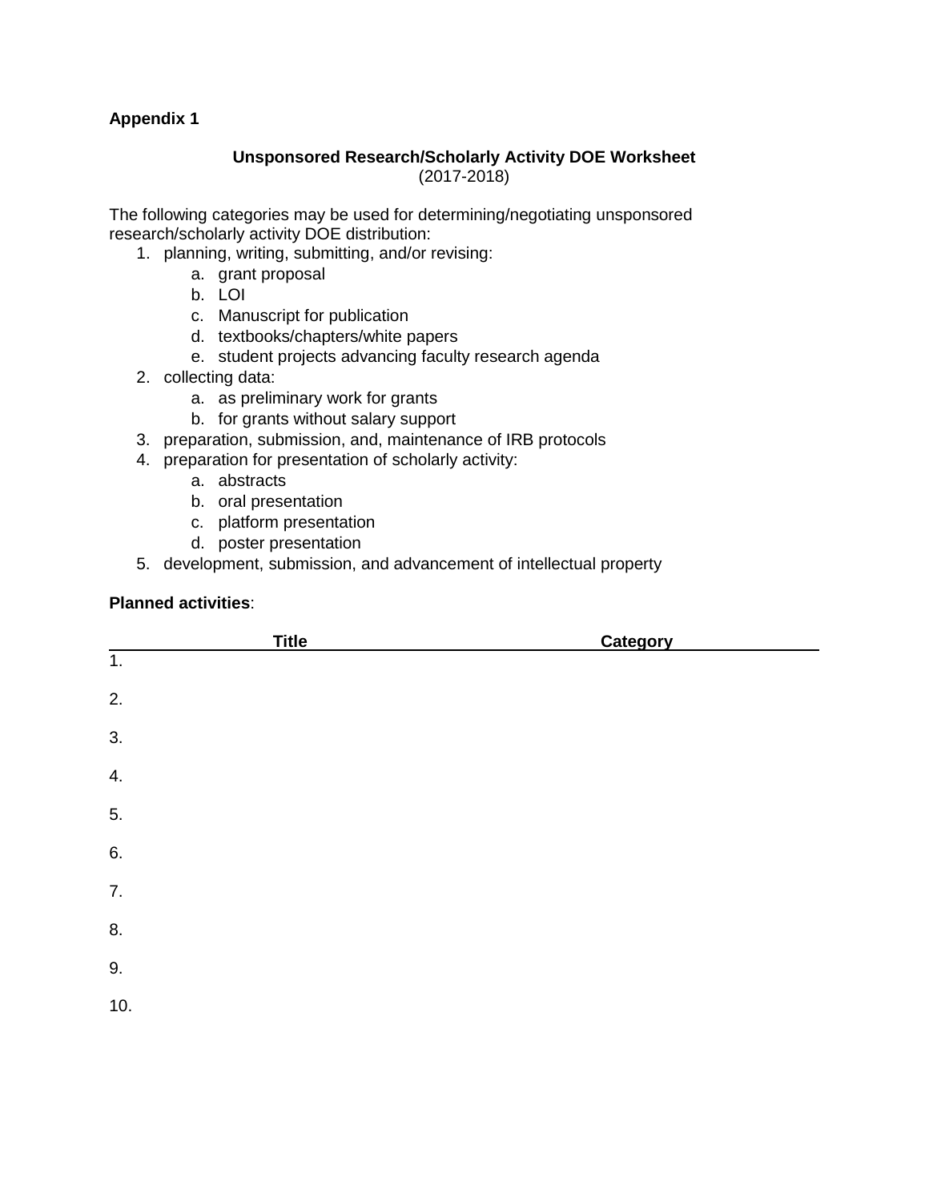**Appendix 1**

**Unsponsored Research/Scholarly Activity DOE Worksheet**
(2017-2018)

The following categories may be used for determining/negotiating unsponsored research/scholarly activity DOE distribution:

1. planning, writing, submitting, and/or revising:
   a. grant proposal
   b. LOI
   c. Manuscript for publication
   d. textbooks/chapters/white papers
   e. student projects advancing faculty research agenda
2. collecting data:
   a. as preliminary work for grants
   b. for grants without salary support
3. preparation, submission, and, maintenance of IRB protocols
4. preparation for presentation of scholarly activity:
   a. abstracts
   b. oral presentation
   c. platform presentation
   d. poster presentation
5. development, submission, and advancement of intellectual property

**Planned activities**:

| Title | Category |
| --- | --- |
| 1. | |
| 2. | |
| 3. | |
| 4. | |
| 5. | |
| 6. | |
| 7. | |
| 8. | |
| 9. | |
| 10. | |